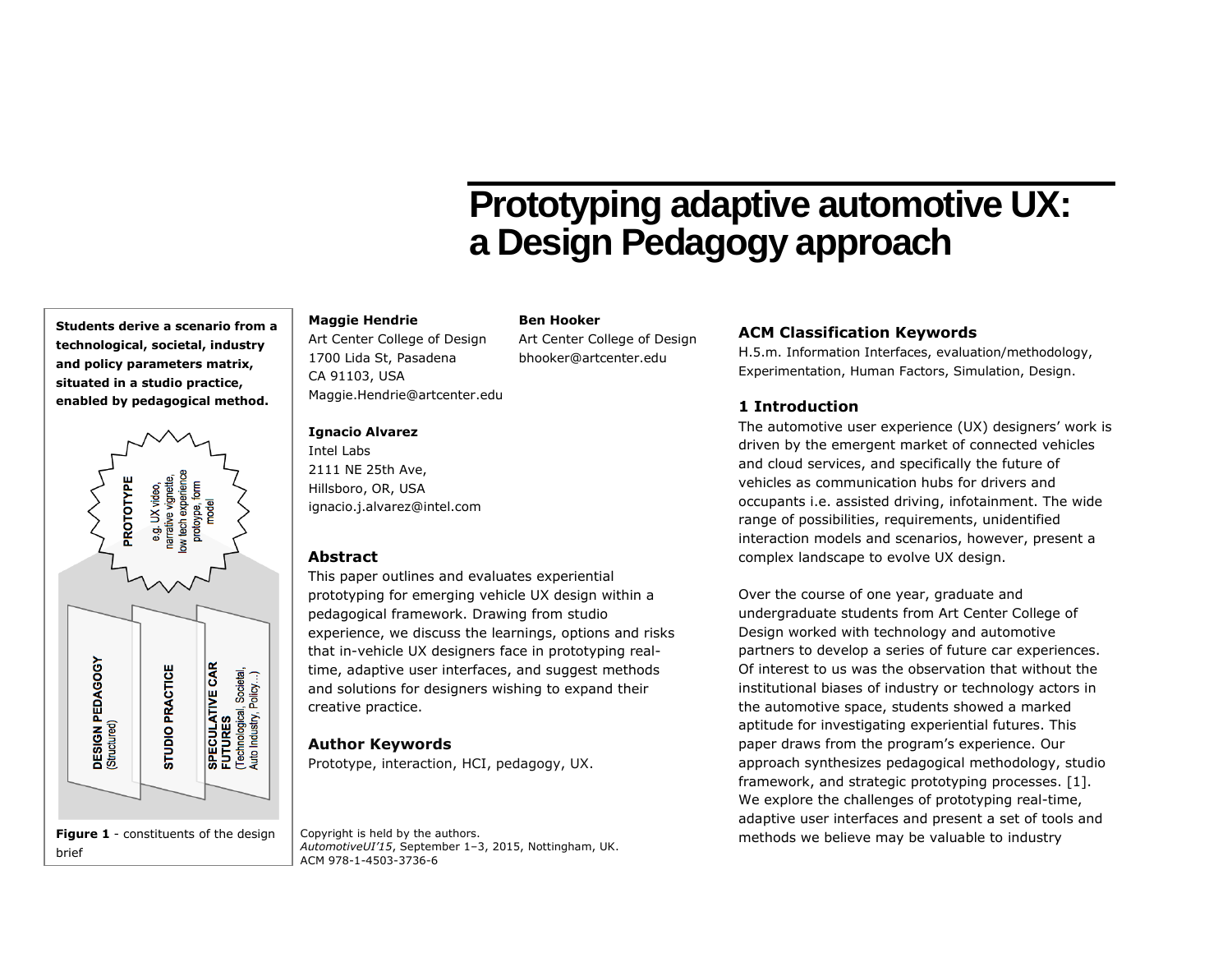# Prototyping adaptive automotive UX: a Design Pedagogy approach

**Students derive a scenario from a technological, societal, industry and policy parameters matrix, situated in a studio practice, enabled by pedagogical method.**

PROTOTYPE
e.g. UX video, narrative vignette, low tech experience prototype, form model

DESIGN PEDAGOGY (Structured)

STUDIO PRACTICE

SPECULATIVE CAR FUTURES (Technological, Societal, Auto Industry, Policy...)

**Figure 1** - constituents of the design brief

**Maggie Hendrie**
Art Center College of Design
1700 Lida St, Pasadena
CA 91103, USA
Maggie.Hendrie@artcenter.edu

**Ben Hooker**
Art Center College of Design
bhooker@artcenter.edu

**Ignacio Alvarez**
Intel Labs
2111 NE 25th Ave,
Hillsboro, OR, USA
ignacio.j.alvarez@intel.com

## Abstract

This paper outlines and evaluates experiential prototyping for emerging vehicle UX design within a pedagogical framework. Drawing from studio experience, we discuss the learnings, options and risks that in-vehicle UX designers face in prototyping real-time, adaptive user interfaces, and suggest methods and solutions for designers wishing to expand their creative practice.

## Author Keywords

Prototype, interaction, HCI, pedagogy, UX.

Copyright is held by the authors.
*AutomotiveUI'15*, September 1–3, 2015, Nottingham, UK.
ACM 978-1-4503-3736-6

## ACM Classification Keywords

H.5.m. Information Interfaces, evaluation/methodology, Experimentation, Human Factors, Simulation, Design.

## 1 Introduction

The automotive user experience (UX) designers' work is driven by the emergent market of connected vehicles and cloud services, and specifically the future of vehicles as communication hubs for drivers and occupants i.e. assisted driving, infotainment. The wide range of possibilities, requirements, unidentified interaction models and scenarios, however, present a complex landscape to evolve UX design.

Over the course of one year, graduate and undergraduate students from Art Center College of Design worked with technology and automotive partners to develop a series of future car experiences. Of interest to us was the observation that without the institutional biases of industry or technology actors in the automotive space, students showed a marked aptitude for investigating experiential futures. This paper draws from the program's experience. Our approach synthesizes pedagogical methodology, studio framework, and strategic prototyping processes. [1]. We explore the challenges of prototyping real-time, adaptive user interfaces and present a set of tools and methods we believe may be valuable to industry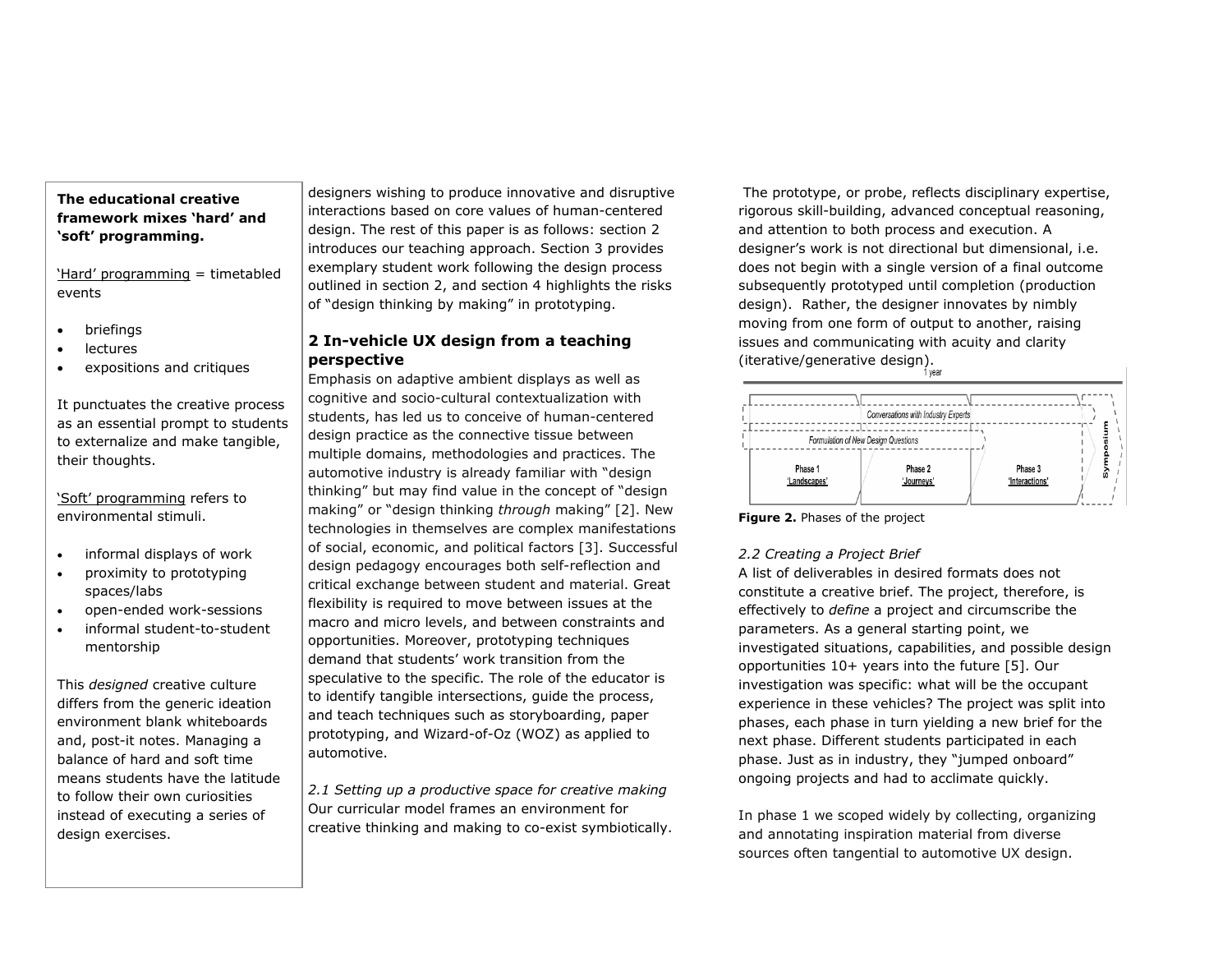**The educational creative framework mixes 'hard' and 'soft' programming.**

'Hard' programming = timetabled events

- briefings
- lectures
- expositions and critiques

It punctuates the creative process as an essential prompt to students to externalize and make tangible, their thoughts.

'Soft' programming refers to environmental stimuli.

- informal displays of work
- proximity to prototyping spaces/labs
- open-ended work-sessions
- informal student-to-student mentorship

This *designed* creative culture differs from the generic ideation environment blank whiteboards and, post-it notes. Managing a balance of hard and soft time means students have the latitude to follow their own curiosities instead of executing a series of design exercises.

designers wishing to produce innovative and disruptive interactions based on core values of human-centered design. The rest of this paper is as follows: section 2 introduces our teaching approach. Section 3 provides exemplary student work following the design process outlined in section 2, and section 4 highlights the risks of "design thinking by making" in prototyping.

## 2 In-vehicle UX design from a teaching perspective

Emphasis on adaptive ambient displays as well as cognitive and socio-cultural contextualization with students, has led us to conceive of human-centered design practice as the connective tissue between multiple domains, methodologies and practices. The automotive industry is already familiar with "design thinking" but may find value in the concept of "design making" or "design thinking *through* making" [2]. New technologies in themselves are complex manifestations of social, economic, and political factors [3]. Successful design pedagogy encourages both self-reflection and critical exchange between student and material. Great flexibility is required to move between issues at the macro and micro levels, and between constraints and opportunities. Moreover, prototyping techniques demand that students' work transition from the speculative to the specific. The role of the educator is to identify tangible intersections, guide the process, and teach techniques such as storyboarding, paper prototyping, and Wizard-of-Oz (WOZ) as applied to automotive.

### *2.1 Setting up a productive space for creative making*

Our curricular model frames an environment for creative thinking and making to co-exist symbiotically. The prototype, or probe, reflects disciplinary expertise, rigorous skill-building, advanced conceptual reasoning, and attention to both process and execution. A designer's work is not directional but dimensional, i.e. does not begin with a single version of a final outcome subsequently prototyped until completion (production design). Rather, the designer innovates by nimbly moving from one form of output to another, raising issues and communicating with acuity and clarity (iterative/generative design).

**Figure 2.** Phases of the project

### *2.2 Creating a Project Brief*

A list of deliverables in desired formats does not constitute a creative brief. The project, therefore, is effectively to *define* a project and circumscribe the parameters. As a general starting point, we investigated situations, capabilities, and possible design opportunities 10+ years into the future [5]. Our investigation was specific: what will be the occupant experience in these vehicles? The project was split into phases, each phase in turn yielding a new brief for the next phase. Different students participated in each phase. Just as in industry, they "jumped onboard" ongoing projects and had to acclimate quickly.

In phase 1 we scoped widely by collecting, organizing and annotating inspiration material from diverse sources often tangential to automotive UX design.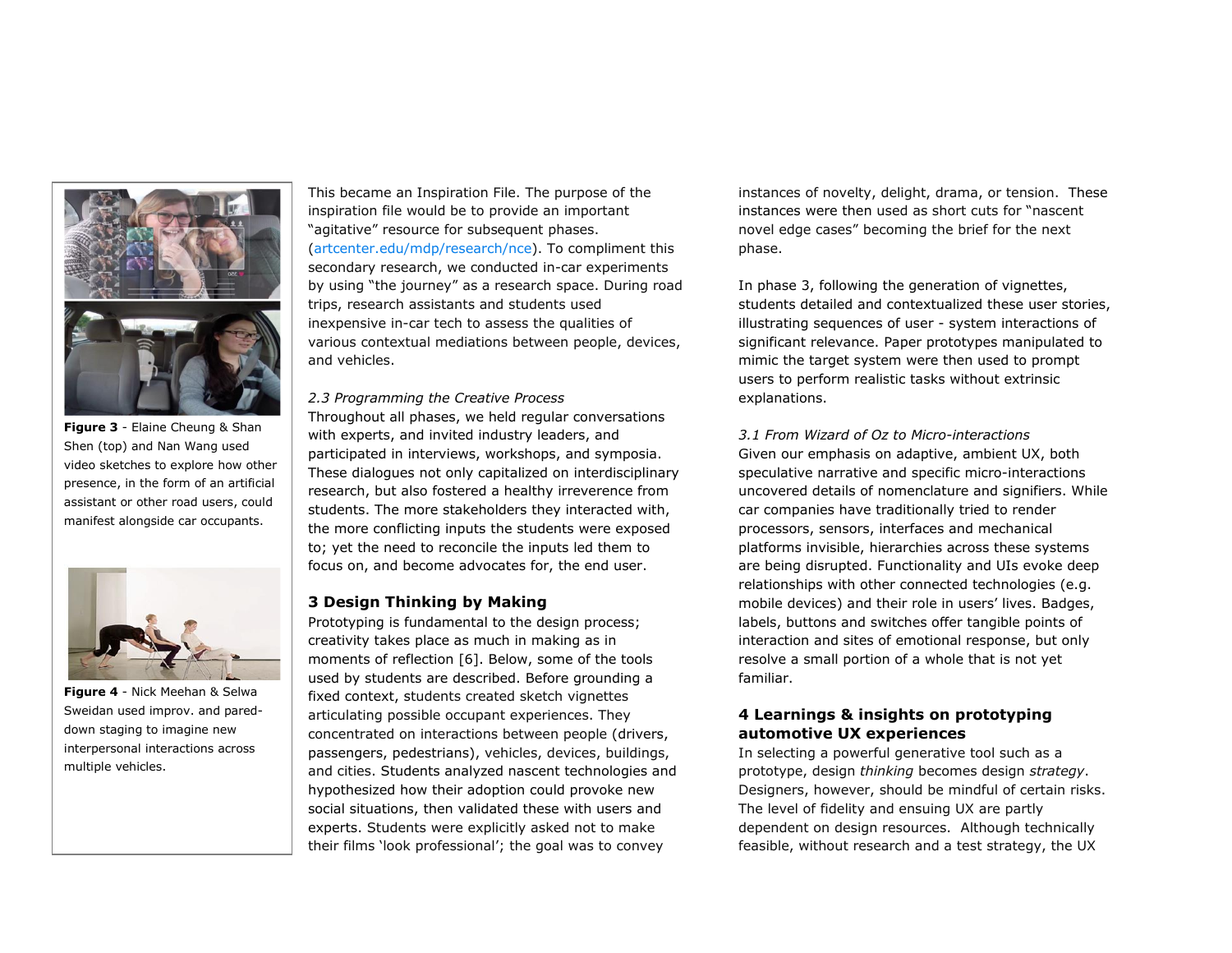**Figure 3** - Elaine Cheung & Shan Shen (top) and Nan Wang used video sketches to explore how other presence, in the form of an artificial assistant or other road users, could manifest alongside car occupants.

**Figure 4** - Nick Meehan & Selwa Sweidan used improv. and pared-down staging to imagine new interpersonal interactions across multiple vehicles.

This became an Inspiration File. The purpose of the inspiration file would be to provide an important "agitative" resource for subsequent phases. (artcenter.edu/mdp/research/nce). To compliment this secondary research, we conducted in-car experiments by using "the journey" as a research space. During road trips, research assistants and students used inexpensive in-car tech to assess the qualities of various contextual mediations between people, devices, and vehicles.

*2.3 Programming the Creative Process*

Throughout all phases, we held regular conversations with experts, and invited industry leaders, and participated in interviews, workshops, and symposia. These dialogues not only capitalized on interdisciplinary research, but also fostered a healthy irreverence from students. The more stakeholders they interacted with, the more conflicting inputs the students were exposed to; yet the need to reconcile the inputs led them to focus on, and become advocates for, the end user.

## 3 Design Thinking by Making

Prototyping is fundamental to the design process; creativity takes place as much in making as in moments of reflection [6]. Below, some of the tools used by students are described. Before grounding a fixed context, students created sketch vignettes articulating possible occupant experiences. They concentrated on interactions between people (drivers, passengers, pedestrians), vehicles, devices, buildings, and cities. Students analyzed nascent technologies and hypothesized how their adoption could provoke new social situations, then validated these with users and experts. Students were explicitly asked not to make their films 'look professional'; the goal was to convey instances of novelty, delight, drama, or tension. These instances were then used as short cuts for "nascent novel edge cases" becoming the brief for the next phase.

In phase 3, following the generation of vignettes, students detailed and contextualized these user stories, illustrating sequences of user - system interactions of significant relevance. Paper prototypes manipulated to mimic the target system were then used to prompt users to perform realistic tasks without extrinsic explanations.

*3.1 From Wizard of Oz to Micro-interactions*

Given our emphasis on adaptive, ambient UX, both speculative narrative and specific micro-interactions uncovered details of nomenclature and signifiers. While car companies have traditionally tried to render processors, sensors, interfaces and mechanical platforms invisible, hierarchies across these systems are being disrupted. Functionality and UIs evoke deep relationships with other connected technologies (e.g. mobile devices) and their role in users' lives. Badges, labels, buttons and switches offer tangible points of interaction and sites of emotional response, but only resolve a small portion of a whole that is not yet familiar.

## 4 Learnings & insights on prototyping automotive UX experiences

In selecting a powerful generative tool such as a prototype, design *thinking* becomes design *strategy*. Designers, however, should be mindful of certain risks. The level of fidelity and ensuing UX are partly dependent on design resources. Although technically feasible, without research and a test strategy, the UX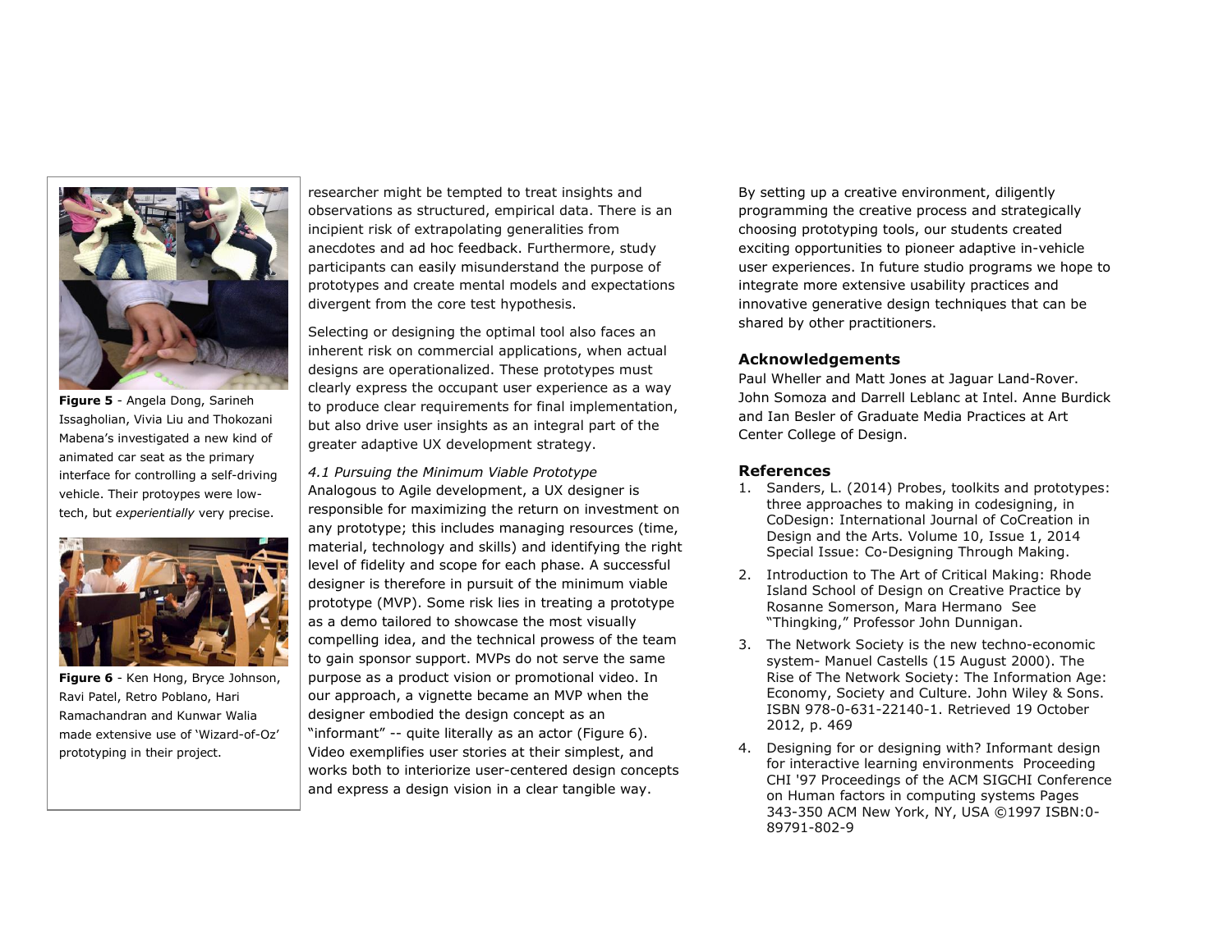**Figure 5** - Angela Dong, Sarineh Issagholian, Vivia Liu and Thokozani Mabena's investigated a new kind of animated car seat as the primary interface for controlling a self-driving vehicle. Their protoypes were low-tech, but *experientially* very precise.

**Figure 6** - Ken Hong, Bryce Johnson, Ravi Patel, Retro Poblano, Hari Ramachandran and Kunwar Walia made extensive use of 'Wizard-of-Oz' prototyping in their project.

researcher might be tempted to treat insights and observations as structured, empirical data. There is an incipient risk of extrapolating generalities from anecdotes and ad hoc feedback. Furthermore, study participants can easily misunderstand the purpose of prototypes and create mental models and expectations divergent from the core test hypothesis.

Selecting or designing the optimal tool also faces an inherent risk on commercial applications, when actual designs are operationalized. These prototypes must clearly express the occupant user experience as a way to produce clear requirements for final implementation, but also drive user insights as an integral part of the greater adaptive UX development strategy.

*4.1 Pursuing the Minimum Viable Prototype*

Analogous to Agile development, a UX designer is responsible for maximizing the return on investment on any prototype; this includes managing resources (time, material, technology and skills) and identifying the right level of fidelity and scope for each phase. A successful designer is therefore in pursuit of the minimum viable prototype (MVP). Some risk lies in treating a prototype as a demo tailored to showcase the most visually compelling idea, and the technical prowess of the team to gain sponsor support. MVPs do not serve the same purpose as a product vision or promotional video. In our approach, a vignette became an MVP when the designer embodied the design concept as an "informant" -- quite literally as an actor (Figure 6). Video exemplifies user stories at their simplest, and works both to interiorize user-centered design concepts and express a design vision in a clear tangible way.

By setting up a creative environment, diligently programming the creative process and strategically choosing prototyping tools, our students created exciting opportunities to pioneer adaptive in-vehicle user experiences. In future studio programs we hope to integrate more extensive usability practices and innovative generative design techniques that can be shared by other practitioners.

## Acknowledgements

Paul Wheller and Matt Jones at Jaguar Land-Rover. John Somoza and Darrell Leblanc at Intel. Anne Burdick and Ian Besler of Graduate Media Practices at Art Center College of Design.

## References

1. Sanders, L. (2014) Probes, toolkits and prototypes: three approaches to making in codesigning, in CoDesign: International Journal of CoCreation in Design and the Arts. Volume 10, Issue 1, 2014 Special Issue: Co-Designing Through Making.
2. Introduction to The Art of Critical Making: Rhode Island School of Design on Creative Practice by Rosanne Somerson, Mara Hermano See "Thingking," Professor John Dunnigan.
3. The Network Society is the new techno-economic system- Manuel Castells (15 August 2000). The Rise of The Network Society: The Information Age: Economy, Society and Culture. John Wiley & Sons. ISBN 978-0-631-22140-1. Retrieved 19 October 2012, p. 469
4. Designing for or designing with? Informant design for interactive learning environments Proceeding CHI '97 Proceedings of the ACM SIGCHI Conference on Human factors in computing systems Pages 343-350 ACM New York, NY, USA ©1997 ISBN:0-89791-802-9